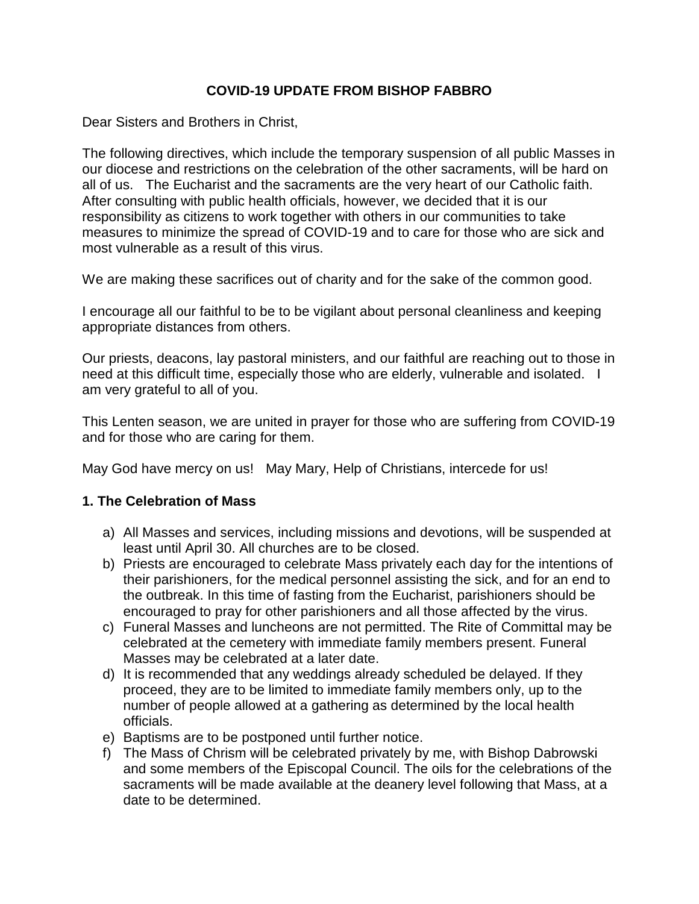# COVID-19 UPDATE FROM BISHOP FABBRO

Dear Sisters and Brothers in Christ,

The following directives, which include the temporary suspension of all public Masses in our diocese and restrictions on the celebration of the other sacraments, will be hard on all of us. The Eucharist and the sacraments are the very heart of our Catholic faith. After consulting with public health officials, however, we decided that it is our responsibility as citizens to work together with others in our communities to take measures to minimize the spread of COVID-19 and to care for those who are sick and most vulnerable as a result of this virus.

We are making these sacrifices out of charity and for the sake of the common good.

I encourage all our faithful to be to be vigilant about personal cleanliness and keeping appropriate distances from others.

Our priests, deacons, lay pastoral ministers, and our faithful are reaching out to those in need at this difficult time, especially those who are elderly, vulnerable and isolated. I am very grateful to all of you.

This Lenten season, we are united in prayer for those who are suffering from COVID-19 and for those who are caring for them.

May God have mercy on us! May Mary, Help of Christians, intercede for us!

## 1. The Celebration of Mass

a) All Masses and services, including missions and devotions, will be suspended at least until April 30. All churches are to be closed.

b) Priests are encouraged to celebrate Mass privately each day for the intentions of their parishioners, for the medical personnel assisting the sick, and for an end to the outbreak. In this time of fasting from the Eucharist, parishioners should be encouraged to pray for other parishioners and all those affected by the virus.

c) Funeral Masses and luncheons are not permitted. The Rite of Committal may be celebrated at the cemetery with immediate family members present. Funeral Masses may be celebrated at a later date.

d) It is recommended that any weddings already scheduled be delayed. If they proceed, they are to be limited to immediate family members only, up to the number of people allowed at a gathering as determined by the local health officials.

e) Baptisms are to be postponed until further notice.

f) The Mass of Chrism will be celebrated privately by me, with Bishop Dabrowski and some members of the Episcopal Council. The oils for the celebrations of the sacraments will be made available at the deanery level following that Mass, at a date to be determined.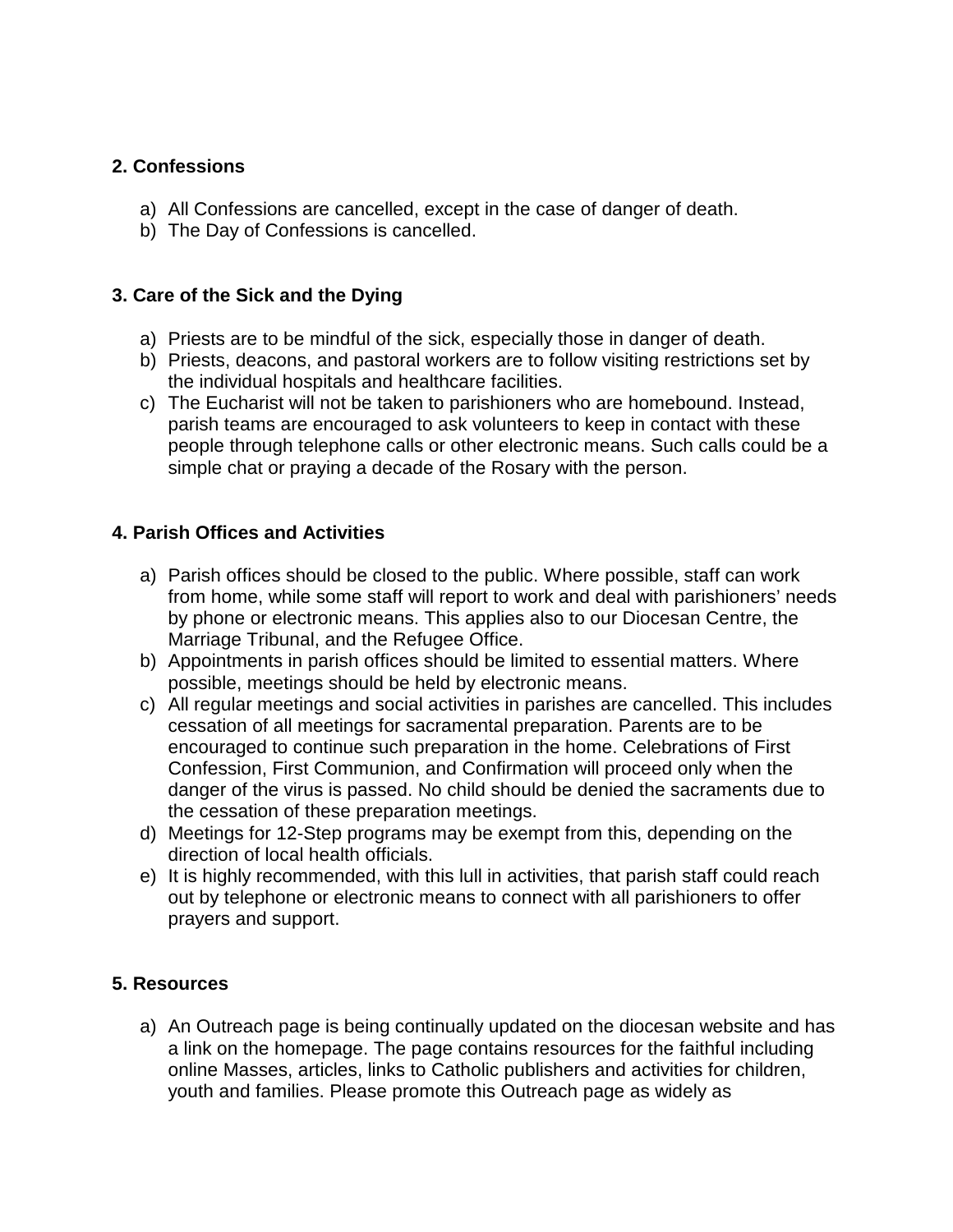**2. Confessions**

a) All Confessions are cancelled, except in the case of danger of death.
b) The Day of Confessions is cancelled.

**3. Care of the Sick and the Dying**

a) Priests are to be mindful of the sick, especially those in danger of death.
b) Priests, deacons, and pastoral workers are to follow visiting restrictions set by the individual hospitals and healthcare facilities.
c) The Eucharist will not be taken to parishioners who are homebound. Instead, parish teams are encouraged to ask volunteers to keep in contact with these people through telephone calls or other electronic means. Such calls could be a simple chat or praying a decade of the Rosary with the person.

**4. Parish Offices and Activities**

a) Parish offices should be closed to the public. Where possible, staff can work from home, while some staff will report to work and deal with parishioners' needs by phone or electronic means. This applies also to our Diocesan Centre, the Marriage Tribunal, and the Refugee Office.
b) Appointments in parish offices should be limited to essential matters. Where possible, meetings should be held by electronic means.
c) All regular meetings and social activities in parishes are cancelled. This includes cessation of all meetings for sacramental preparation. Parents are to be encouraged to continue such preparation in the home. Celebrations of First Confession, First Communion, and Confirmation will proceed only when the danger of the virus is passed. No child should be denied the sacraments due to the cessation of these preparation meetings.
d) Meetings for 12-Step programs may be exempt from this, depending on the direction of local health officials.
e) It is highly recommended, with this lull in activities, that parish staff could reach out by telephone or electronic means to connect with all parishioners to offer prayers and support.

**5. Resources**

a) An Outreach page is being continually updated on the diocesan website and has a link on the homepage. The page contains resources for the faithful including online Masses, articles, links to Catholic publishers and activities for children, youth and families. Please promote this Outreach page as widely as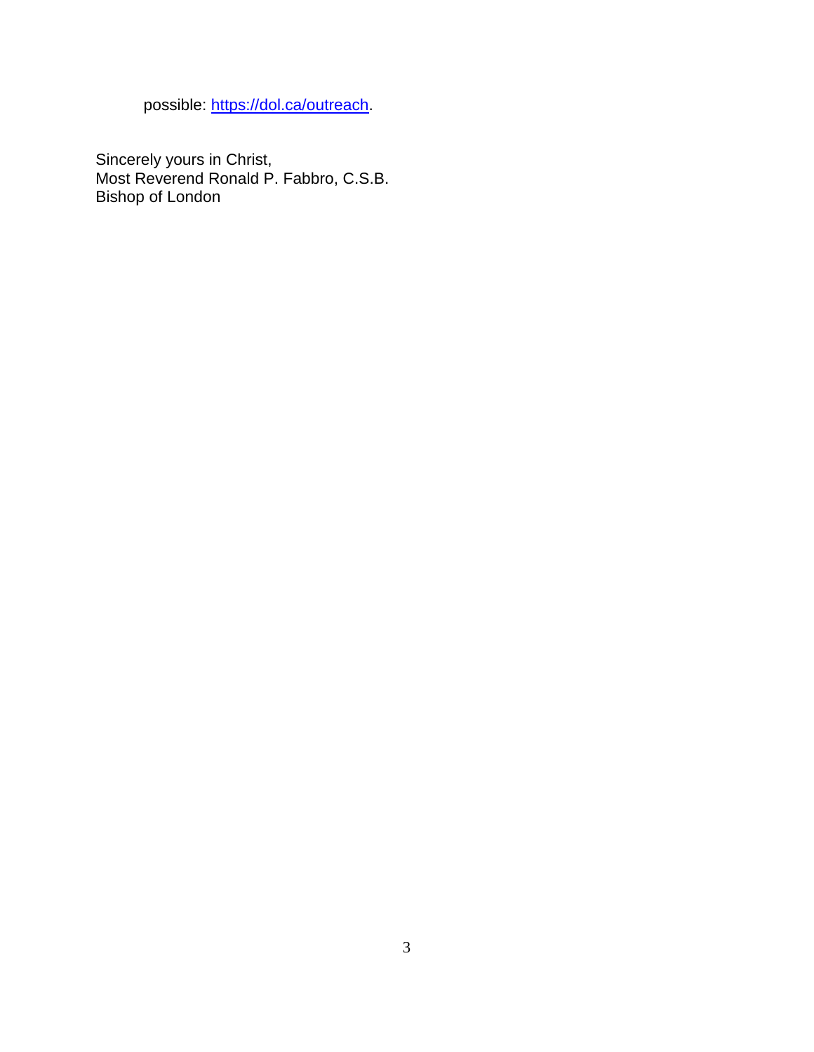possible: [https://dol.ca/outreach](https://dol.ca/outreach).

Sincerely yours in Christ,
Most Reverend Ronald P. Fabbro, C.S.B.
Bishop of London